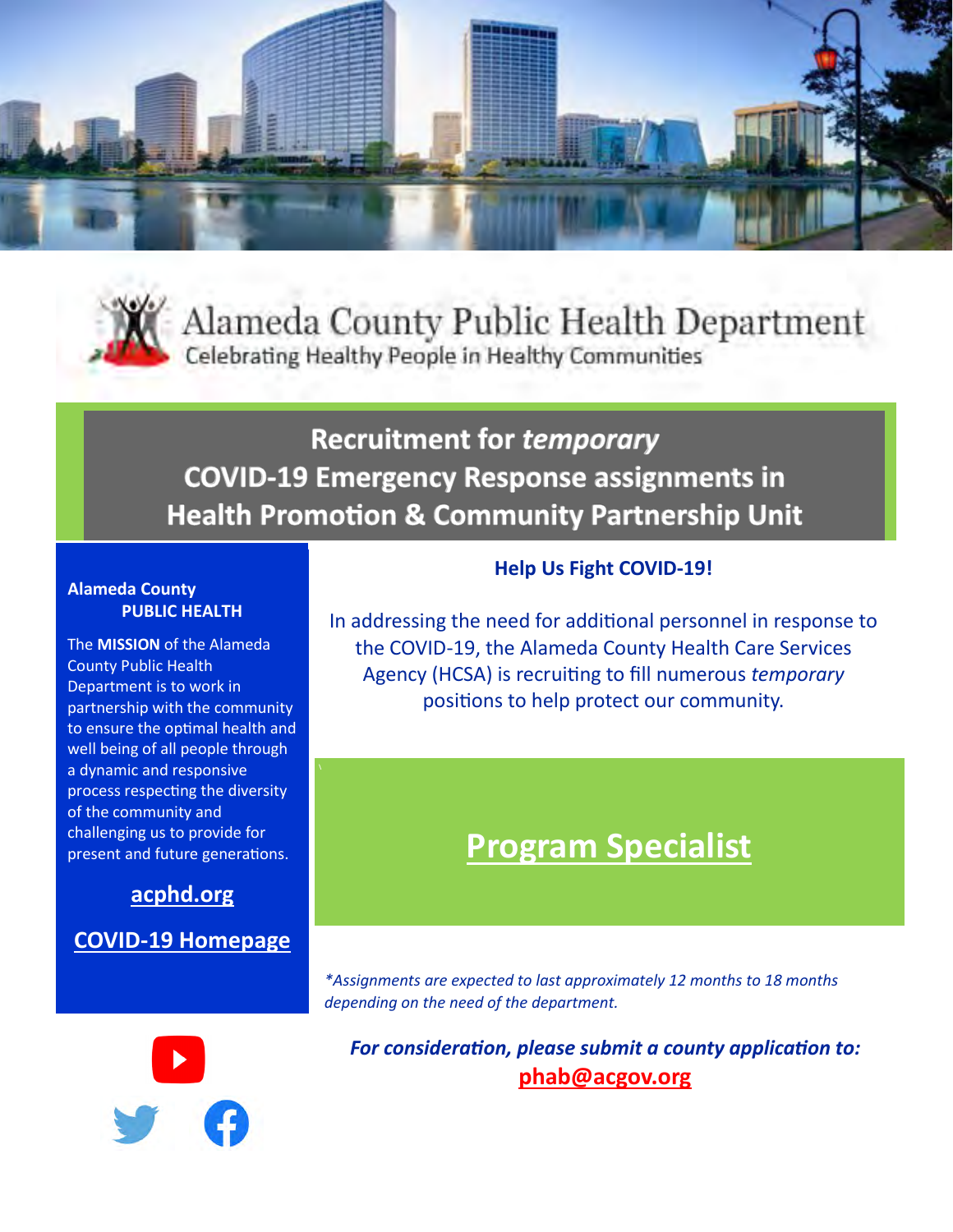# Alameda County Public Health Department

Celebrating Healthy People in Healthy Communities

## Recruitment for *temporary* COVID-19 Emergency Response assignments in Health Promotion & Community Partnership Unit

**Alameda County PUBLIC HEALTH**

The **MISSION** of the Alameda County Public Health Department is to work in partnership with the community to ensure the optimal health and well being of all people through a dynamic and responsive process respecting the diversity of the community and challenging us to provide for present and future generations.

**acphd.org**

**COVID-19 Homepage**

**Help Us Fight COVID-19!**

In addressing the need for additional personnel in response to the COVID-19, the Alameda County Health Care Services Agency (HCSA) is recruiting to fill numerous *temporary* positions to help protect our community.

## Program Specialist

*\*Assignments are expected to last approximately 12 months to 18 months depending on the need of the department.*

***For consideration, please submit a county application to:***
**phab@acgov.org**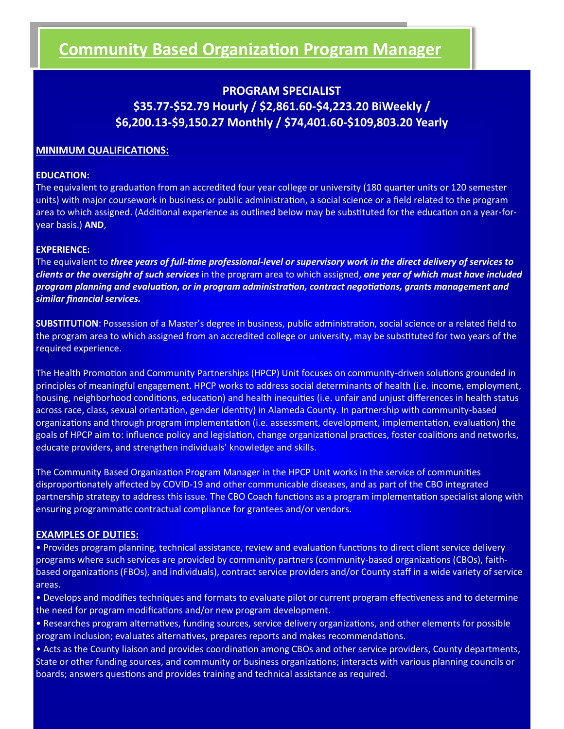# Community Based Organization Program Manager

**PROGRAM SPECIALIST**
**$35.77-$52.79 Hourly / $2,861.60-$4,223.20 BiWeekly / $6,200.13-$9,150.27 Monthly / $74,401.60-$109,803.20 Yearly**

## MINIMUM QUALIFICATIONS:

**EDUCATION:**
The equivalent to graduation from an accredited four year college or university (180 quarter units or 120 semester units) with major coursework in business or public administration, a social science or a field related to the program area to which assigned. (Additional experience as outlined below may be substituted for the education on a year-for-year basis.) **AND**,

**EXPERIENCE:**
The equivalent to ***three years of full-time professional-level or supervisory work in the direct delivery of services to clients or the oversight of such services*** in the program area to which assigned, ***one year of which must have included program planning and evaluation, or in program administration, contract negotiations, grants management and similar financial services.***

**SUBSTITUTION**: Possession of a Master's degree in business, public administration, social science or a related field to the program area to which assigned from an accredited college or university, may be substituted for two years of the required experience.

The Health Promotion and Community Partnerships (HPCP) Unit focuses on community-driven solutions grounded in principles of meaningful engagement. HPCP works to address social determinants of health (i.e. income, employment, housing, neighborhood conditions, education) and health inequities (i.e. unfair and unjust differences in health status across race, class, sexual orientation, gender identity) in Alameda County. In partnership with community-based organizations and through program implementation (i.e. assessment, development, implementation, evaluation) the goals of HPCP aim to: influence policy and legislation, change organizational practices, foster coalitions and networks, educate providers, and strengthen individuals' knowledge and skills.

The Community Based Organization Program Manager in the HPCP Unit works in the service of communities disproportionately affected by COVID-19 and other communicable diseases, and as part of the CBO integrated partnership strategy to address this issue. The CBO Coach functions as a program implementation specialist along with ensuring programmatic contractual compliance for grantees and/or vendors.

## EXAMPLES OF DUTIES:

- Provides program planning, technical assistance, review and evaluation functions to direct client service delivery programs where such services are provided by community partners (community-based organizations (CBOs), faith-based organizations (FBOs), and individuals), contract service providers and/or County staff in a wide variety of service areas.
- Develops and modifies techniques and formats to evaluate pilot or current program effectiveness and to determine the need for program modifications and/or new program development.
- Researches program alternatives, funding sources, service delivery organizations, and other elements for possible program inclusion; evaluates alternatives, prepares reports and makes recommendations.
- Acts as the County liaison and provides coordination among CBOs and other service providers, County departments, State or other funding sources, and community or business organizations; interacts with various planning councils or boards; answers questions and provides training and technical assistance as required.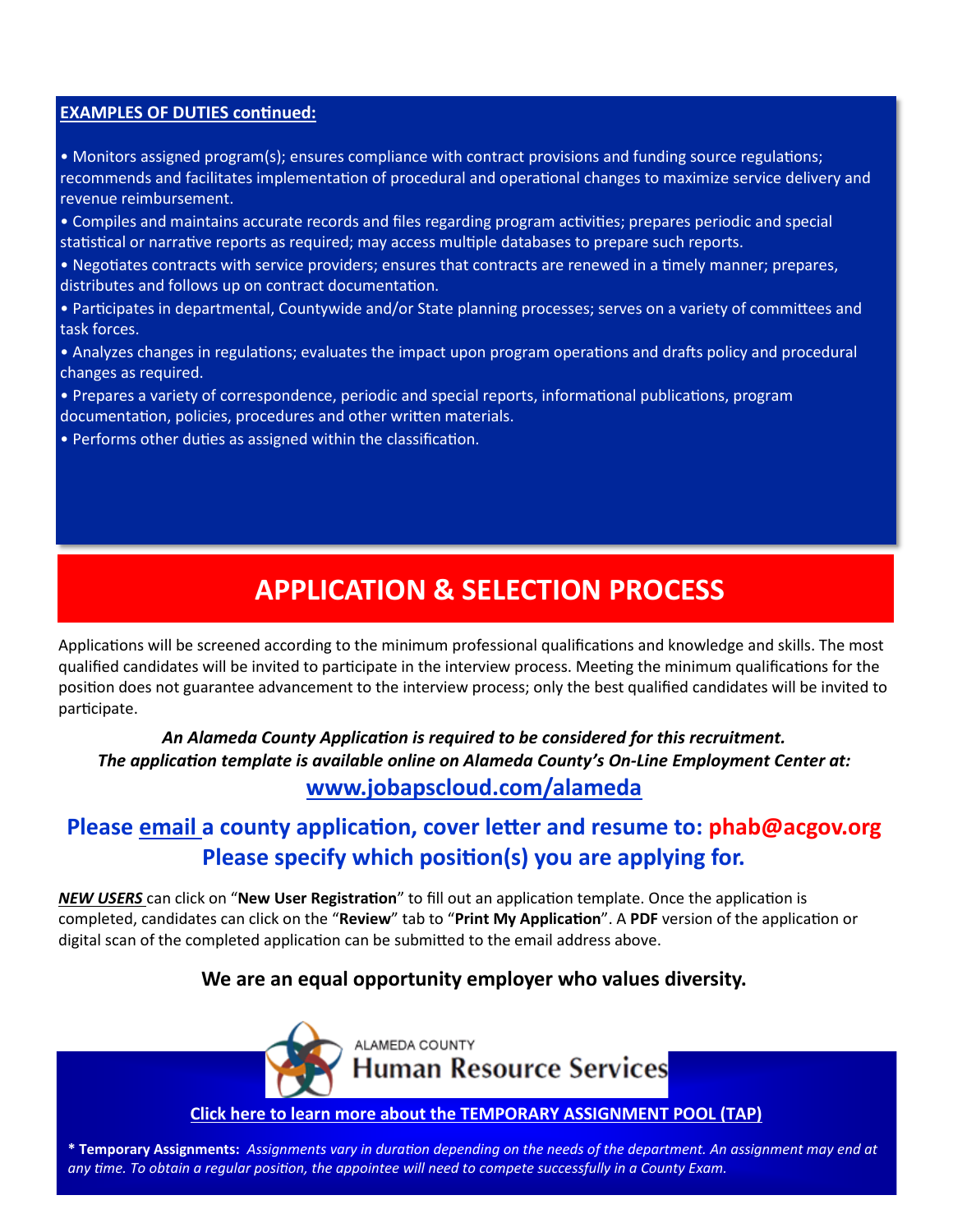**EXAMPLES OF DUTIES continued:**

- Monitors assigned program(s); ensures compliance with contract provisions and funding source regulations; recommends and facilitates implementation of procedural and operational changes to maximize service delivery and revenue reimbursement.
- Compiles and maintains accurate records and files regarding program activities; prepares periodic and special statistical or narrative reports as required; may access multiple databases to prepare such reports.
- Negotiates contracts with service providers; ensures that contracts are renewed in a timely manner; prepares, distributes and follows up on contract documentation.
- Participates in departmental, Countywide and/or State planning processes; serves on a variety of committees and task forces.
- Analyzes changes in regulations; evaluates the impact upon program operations and drafts policy and procedural changes as required.
- Prepares a variety of correspondence, periodic and special reports, informational publications, program documentation, policies, procedures and other written materials.
- Performs other duties as assigned within the classification.

# APPLICATION & SELECTION PROCESS

Applications will be screened according to the minimum professional qualifications and knowledge and skills. The most qualified candidates will be invited to participate in the interview process. Meeting the minimum qualifications for the position does not guarantee advancement to the interview process; only the best qualified candidates will be invited to participate.

***An Alameda County Application is required to be considered for this recruitment.***
***The application template is available online on Alameda County's On-Line Employment Center at:***

**www.jobapscloud.com/alameda**

## Please email a county application, cover letter and resume to: phab@acgov.org
## Please specify which position(s) you are applying for.

***NEW USERS*** can click on "**New User Registration**" to fill out an application template. Once the application is completed, candidates can click on the "**Review**" tab to "**Print My Application**". A **PDF** version of the application or digital scan of the completed application can be submitted to the email address above.

**We are an equal opportunity employer who values diversity.**

ALAMEDA COUNTY
Human Resource Services

**Click here to learn more about the TEMPORARY ASSIGNMENT POOL (TAP)**

**\* Temporary Assignments:** *Assignments vary in duration depending on the needs of the department. An assignment may end at any time. To obtain a regular position, the appointee will need to compete successfully in a County Exam.*